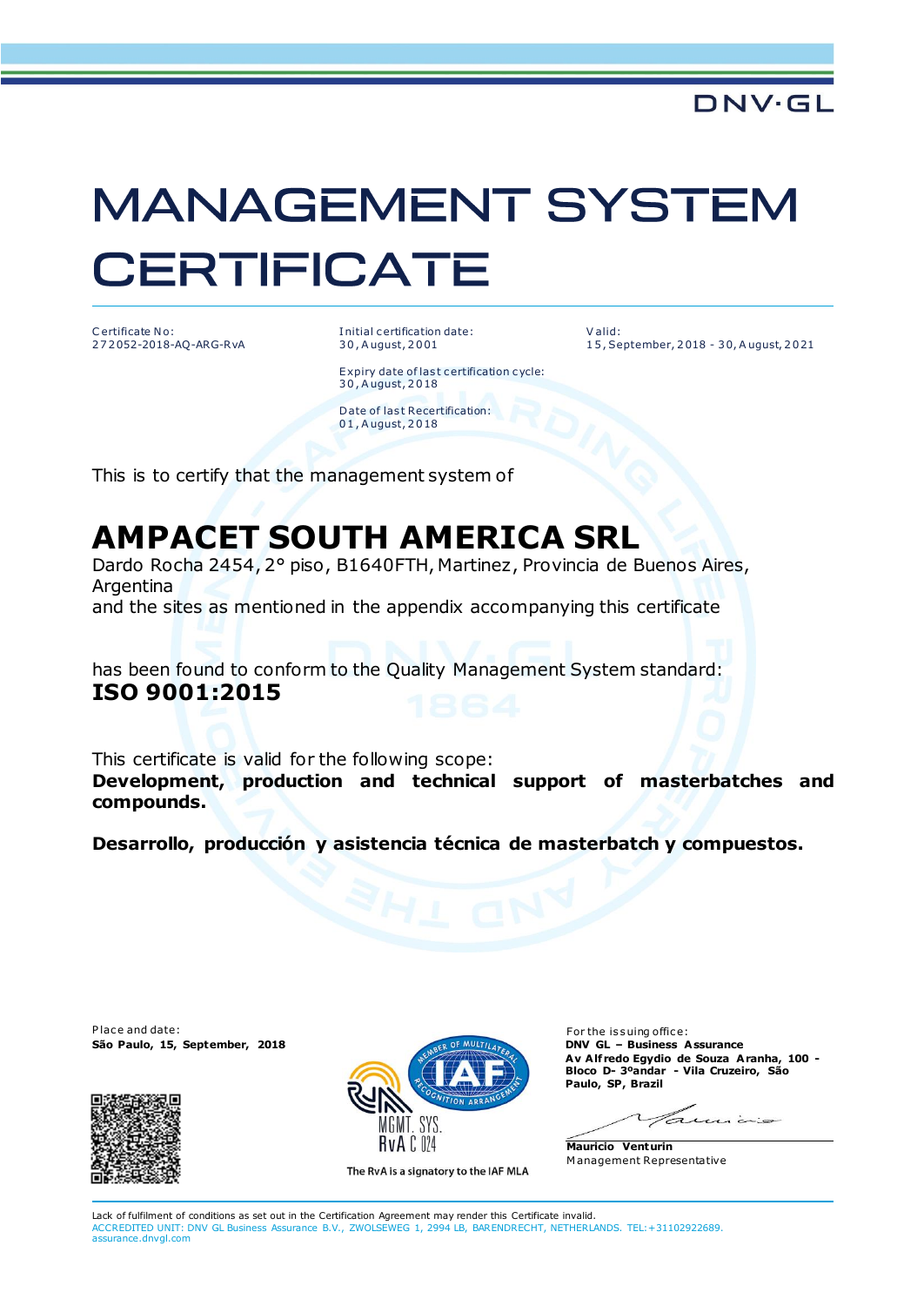DNV·GL

# MANAGEMENT SYSTEM CERTIFICATE

Certificate No:
272052-2018-AQ-ARG-RvA

Initial certification date:
30, August, 2001

Expiry date of last certification cycle:
30, August, 2018

Date of last Recertification:
01, August, 2018

Valid:
15, September, 2018 - 30, August, 2021

This is to certify that the management system of

## AMPACET SOUTH AMERICA SRL

Dardo Rocha 2454, 2° piso, B1640FTH, Martinez, Provincia de Buenos Aires, Argentina
and the sites as mentioned in the appendix accompanying this certificate

has been found to conform to the Quality Management System standard:
**ISO 9001:2015**

This certificate is valid for the following scope:
**Development, production and technical support of masterbatches and compounds.**

**Desarrollo, producción y asistencia técnica de masterbatch y compuestos.**

Place and date:
**São Paulo, 15, September, 2018**

MGMT. SYS.
RvA C 024

The RvA is a signatory to the IAF MLA

For the issuing office:
**DNV GL – Business Assurance**
**Av Alfredo Egydio de Souza Aranha, 100 - Bloco D- 3ºandar - Vila Cruzeiro, São Paulo, SP, Brazil**

**Mauricio Venturin**
Management Representative

Lack of fulfilment of conditions as set out in the Certification Agreement may render this Certificate invalid.
ACCREDITED UNIT: DNV GL Business Assurance B.V., ZWOLSEWEG 1, 2994 LB, BARENDRECHT, NETHERLANDS. TEL:+31102922689. assurance.dnvgl.com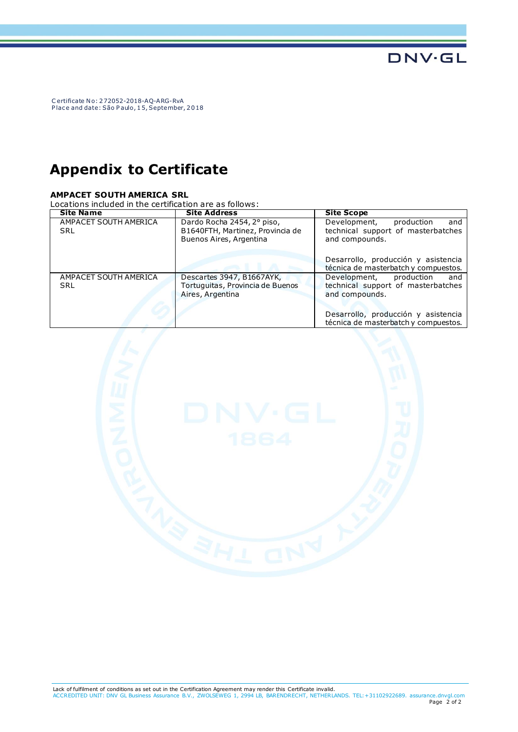Certificate No: 272052-2018-AQ-ARG-RvA
Place and date: São Paulo, 15, September, 2018

# Appendix to Certificate

**AMPACET SOUTH AMERICA SRL**

Locations included in the certification are as follows:

| Site Name | Site Address | Site Scope |
|---|---|---|
| AMPACET SOUTH AMERICA SRL | Dardo Rocha 2454, 2° piso, B1640FTH, Martinez, Provincia de Buenos Aires, Argentina | Development, production and technical support of masterbatches and compounds.<br><br>Desarrollo, producción y asistencia técnica de masterbatch y compuestos. |
| AMPACET SOUTH AMERICA SRL | Descartes 3947, B1667AYK, Tortuguitas, Provincia de Buenos Aires, Argentina | Development, production and technical support of masterbatches and compounds.<br><br>Desarrollo, producción y asistencia técnica de masterbatch y compuestos. |

Lack of fulfilment of conditions as set out in the Certification Agreement may render this Certificate invalid.
ACCREDITED UNIT: DNV GL Business Assurance B.V., ZWOLSEWEG 1, 2994 LB, BARENDRECHT, NETHERLANDS. TEL:+31102922689. assurance.dnvgl.com